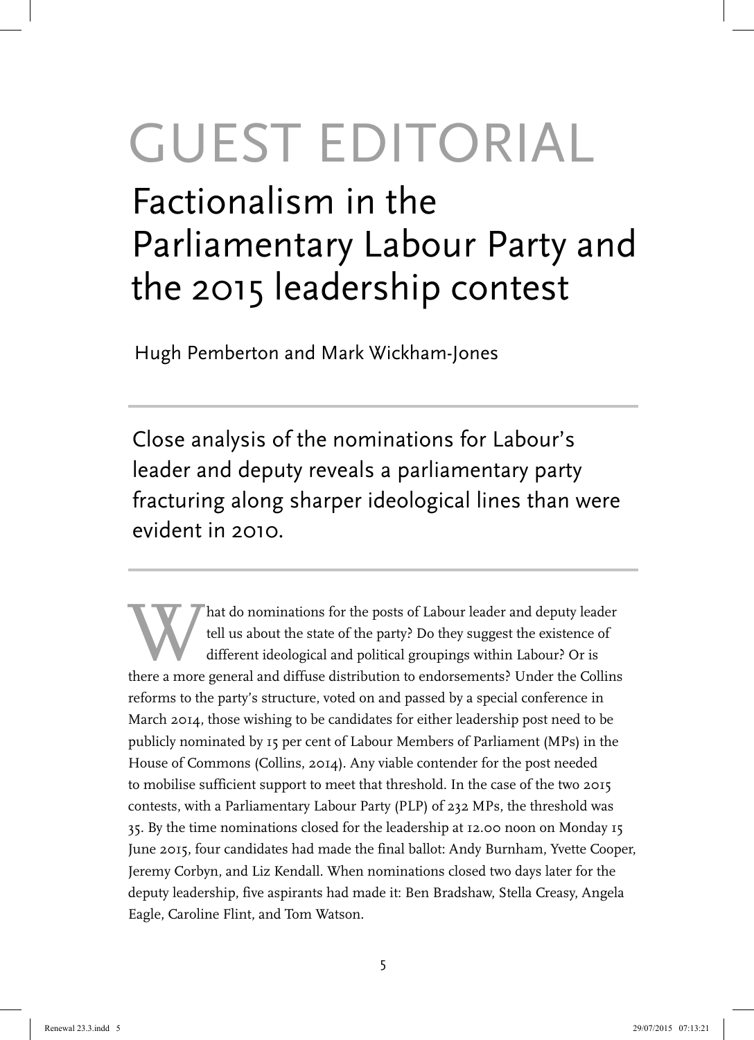# GUEST EDITORIAL

## Factionalism in the Parliamentary Labour Party and the 2015 leadership contest

Hugh Pemberton and Mark Wickham-Jones

Close analysis of the nominations for Labour's leader and deputy reveals a parliamentary party fracturing along sharper ideological lines than were evident in 2010.

What do nominations for the posts of Labour leader and deputy leader tell us about the state of the party? Do they suggest the existence of different ideological and political groupings within Labour? Or is there a more general and diffuse distribution to endorsements? Under the Collins reforms to the party's structure, voted on and passed by a special conference in March 2014, those wishing to be candidates for either leadership post need to be publicly nominated by 15 per cent of Labour Members of Parliament (MPs) in the House of Commons (Collins, 2014). Any viable contender for the post needed to mobilise sufficient support to meet that threshold. In the case of the two 2015 contests, with a Parliamentary Labour Party (PLP) of 232 MPs, the threshold was 35. By the time nominations closed for the leadership at 12.00 noon on Monday 15 June 2015, four candidates had made the final ballot: Andy Burnham, Yvette Cooper, Jeremy Corbyn, and Liz Kendall. When nominations closed two days later for the deputy leadership, five aspirants had made it: Ben Bradshaw, Stella Creasy, Angela Eagle, Caroline Flint, and Tom Watson.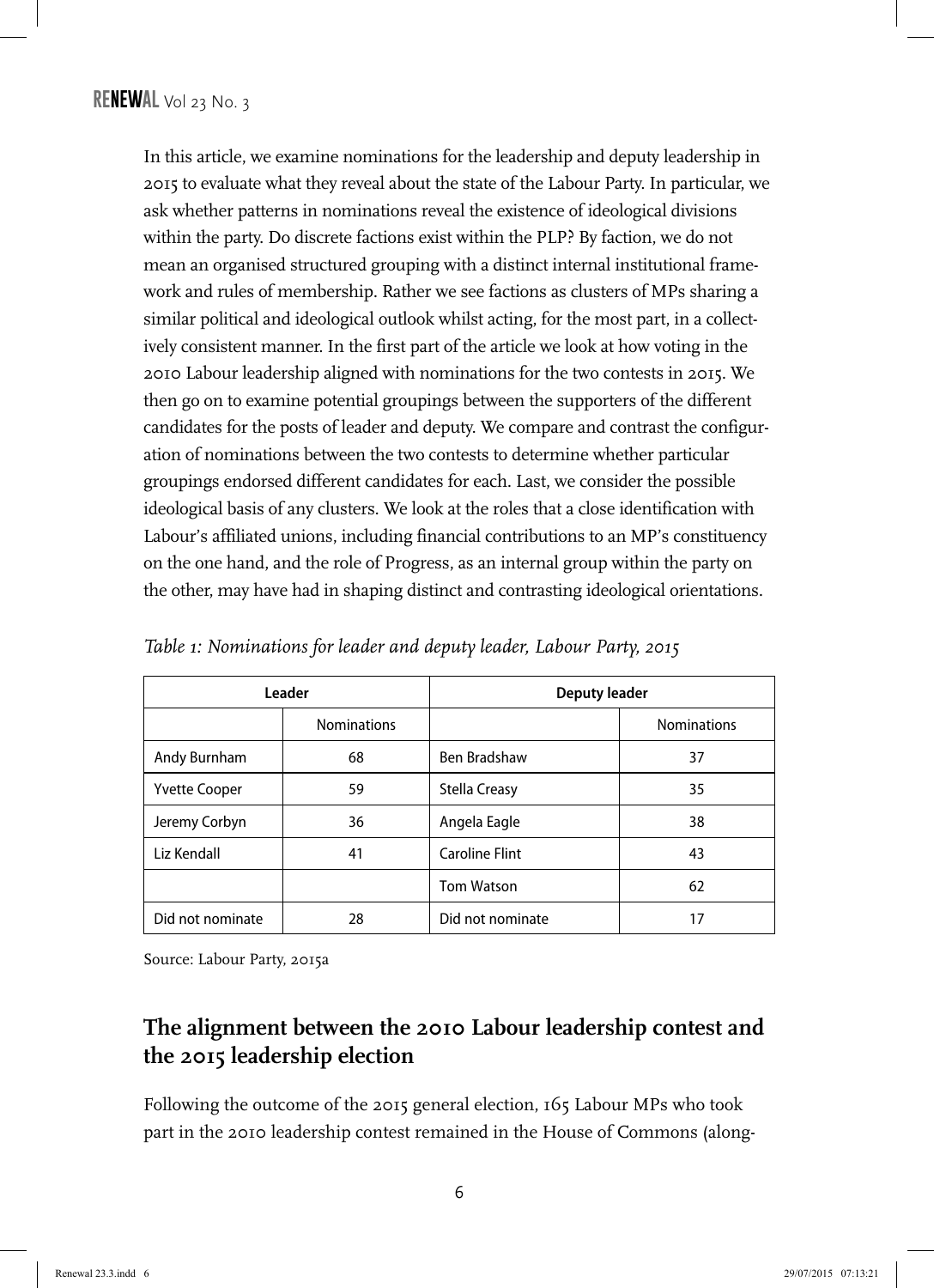In this article, we examine nominations for the leadership and deputy leadership in 2015 to evaluate what they reveal about the state of the Labour Party. In particular, we ask whether patterns in nominations reveal the existence of ideological divisions within the party. Do discrete factions exist within the PLP? By faction, we do not mean an organised structured grouping with a distinct internal institutional framework and rules of membership. Rather we see factions as clusters of MPs sharing a similar political and ideological outlook whilst acting, for the most part, in a collectively consistent manner. In the first part of the article we look at how voting in the 2010 Labour leadership aligned with nominations for the two contests in 2015. We then go on to examine potential groupings between the supporters of the different candidates for the posts of leader and deputy. We compare and contrast the configuration of nominations between the two contests to determine whether particular groupings endorsed different candidates for each. Last, we consider the possible ideological basis of any clusters. We look at the roles that a close identification with Labour's affiliated unions, including financial contributions to an MP's constituency on the one hand, and the role of Progress, as an internal group within the party on the other, may have had in shaping distinct and contrasting ideological orientations.

*Table 1: Nominations for leader and deputy leader, Labour Party, 2015*

| Leader | | Deputy leader | |
|---|---|---|---|
| | Nominations | | Nominations |
| Andy Burnham | 68 | Ben Bradshaw | 37 |
| Yvette Cooper | 59 | Stella Creasy | 35 |
| Jeremy Corbyn | 36 | Angela Eagle | 38 |
| Liz Kendall | 41 | Caroline Flint | 43 |
| | | Tom Watson | 62 |
| Did not nominate | 28 | Did not nominate | 17 |

Source: Labour Party, 2015a

## The alignment between the 2010 Labour leadership contest and the 2015 leadership election

Following the outcome of the 2015 general election, 165 Labour MPs who took part in the 2010 leadership contest remained in the House of Commons (along-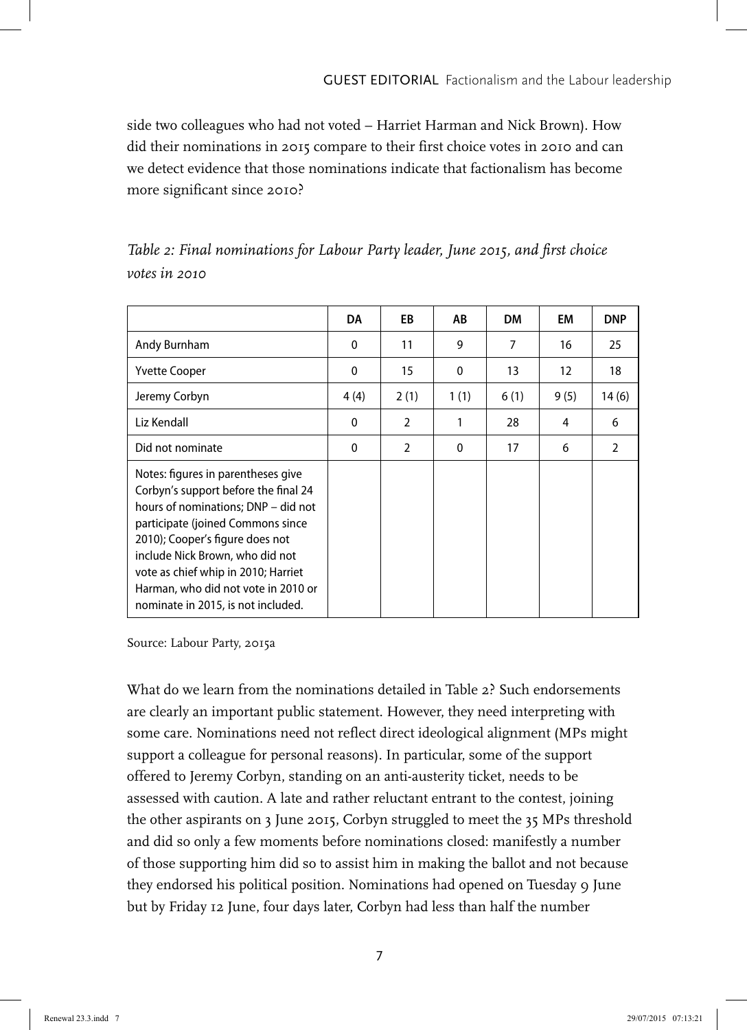side two colleagues who had not voted – Harriet Harman and Nick Brown). How did their nominations in 2015 compare to their first choice votes in 2010 and can we detect evidence that those nominations indicate that factionalism has become more significant since 2010?

*Table 2: Final nominations for Labour Party leader, June 2015, and first choice votes in 2010*

| | DA | EB | AB | DM | EM | DNP |
|---|---|---|---|---|---|---|
| Andy Burnham | 0 | 11 | 9 | 7 | 16 | 25 |
| Yvette Cooper | 0 | 15 | 0 | 13 | 12 | 18 |
| Jeremy Corbyn | 4 (4) | 2 (1) | 1 (1) | 6 (1) | 9 (5) | 14 (6) |
| Liz Kendall | 0 | 2 | 1 | 28 | 4 | 6 |
| Did not nominate | 0 | 2 | 0 | 17 | 6 | 2 |
| Notes: figures in parentheses give Corbyn's support before the final 24 hours of nominations; DNP – did not participate (joined Commons since 2010); Cooper's figure does not include Nick Brown, who did not vote as chief whip in 2010; Harriet Harman, who did not vote in 2010 or nominate in 2015, is not included. | | | | | | |

Source: Labour Party, 2015a

What do we learn from the nominations detailed in Table 2? Such endorsements are clearly an important public statement. However, they need interpreting with some care. Nominations need not reflect direct ideological alignment (MPs might support a colleague for personal reasons). In particular, some of the support offered to Jeremy Corbyn, standing on an anti-austerity ticket, needs to be assessed with caution. A late and rather reluctant entrant to the contest, joining the other aspirants on 3 June 2015, Corbyn struggled to meet the 35 MPs threshold and did so only a few moments before nominations closed: manifestly a number of those supporting him did so to assist him in making the ballot and not because they endorsed his political position. Nominations had opened on Tuesday 9 June but by Friday 12 June, four days later, Corbyn had less than half the number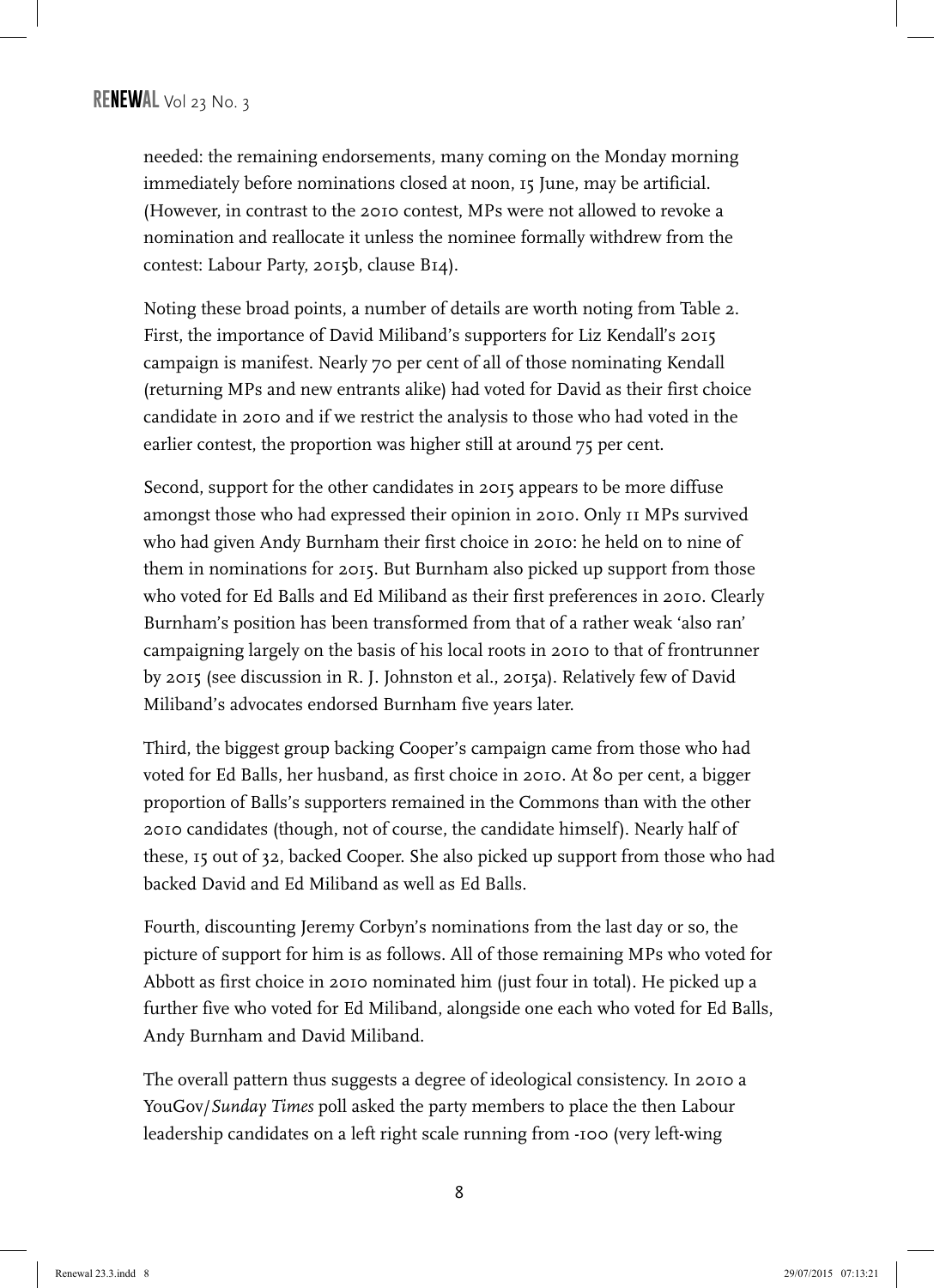needed: the remaining endorsements, many coming on the Monday morning immediately before nominations closed at noon, 15 June, may be artificial. (However, in contrast to the 2010 contest, MPs were not allowed to revoke a nomination and reallocate it unless the nominee formally withdrew from the contest: Labour Party, 2015b, clause B14).

Noting these broad points, a number of details are worth noting from Table 2. First, the importance of David Miliband's supporters for Liz Kendall's 2015 campaign is manifest. Nearly 70 per cent of all of those nominating Kendall (returning MPs and new entrants alike) had voted for David as their first choice candidate in 2010 and if we restrict the analysis to those who had voted in the earlier contest, the proportion was higher still at around 75 per cent.

Second, support for the other candidates in 2015 appears to be more diffuse amongst those who had expressed their opinion in 2010. Only 11 MPs survived who had given Andy Burnham their first choice in 2010: he held on to nine of them in nominations for 2015. But Burnham also picked up support from those who voted for Ed Balls and Ed Miliband as their first preferences in 2010. Clearly Burnham's position has been transformed from that of a rather weak 'also ran' campaigning largely on the basis of his local roots in 2010 to that of frontrunner by 2015 (see discussion in R. J. Johnston et al., 2015a). Relatively few of David Miliband's advocates endorsed Burnham five years later.

Third, the biggest group backing Cooper's campaign came from those who had voted for Ed Balls, her husband, as first choice in 2010. At 80 per cent, a bigger proportion of Balls's supporters remained in the Commons than with the other 2010 candidates (though, not of course, the candidate himself). Nearly half of these, 15 out of 32, backed Cooper. She also picked up support from those who had backed David and Ed Miliband as well as Ed Balls.

Fourth, discounting Jeremy Corbyn's nominations from the last day or so, the picture of support for him is as follows. All of those remaining MPs who voted for Abbott as first choice in 2010 nominated him (just four in total). He picked up a further five who voted for Ed Miliband, alongside one each who voted for Ed Balls, Andy Burnham and David Miliband.

The overall pattern thus suggests a degree of ideological consistency. In 2010 a YouGov/*Sunday Times* poll asked the party members to place the then Labour leadership candidates on a left right scale running from -100 (very left-wing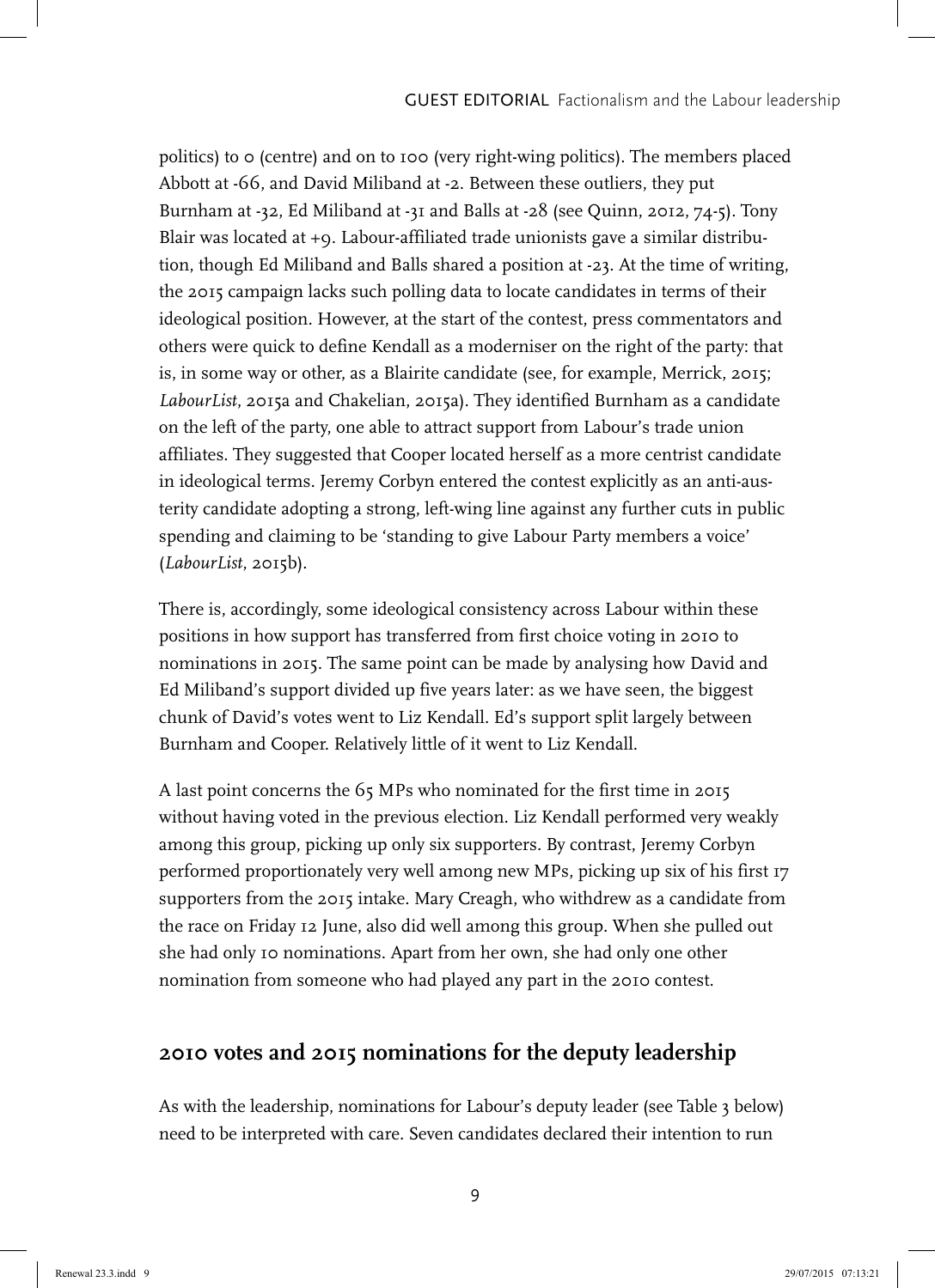politics) to 0 (centre) and on to 100 (very right-wing politics). The members placed Abbott at -66, and David Miliband at -2. Between these outliers, they put Burnham at -32, Ed Miliband at -31 and Balls at -28 (see Quinn, 2012, 74-5). Tony Blair was located at +9. Labour-affiliated trade unionists gave a similar distribution, though Ed Miliband and Balls shared a position at -23. At the time of writing, the 2015 campaign lacks such polling data to locate candidates in terms of their ideological position. However, at the start of the contest, press commentators and others were quick to define Kendall as a moderniser on the right of the party: that is, in some way or other, as a Blairite candidate (see, for example, Merrick, 2015; *LabourList*, 2015a and Chakelian, 2015a). They identified Burnham as a candidate on the left of the party, one able to attract support from Labour's trade union affiliates. They suggested that Cooper located herself as a more centrist candidate in ideological terms. Jeremy Corbyn entered the contest explicitly as an anti-austerity candidate adopting a strong, left-wing line against any further cuts in public spending and claiming to be 'standing to give Labour Party members a voice' (*LabourList*, 2015b).

There is, accordingly, some ideological consistency across Labour within these positions in how support has transferred from first choice voting in 2010 to nominations in 2015. The same point can be made by analysing how David and Ed Miliband's support divided up five years later: as we have seen, the biggest chunk of David's votes went to Liz Kendall. Ed's support split largely between Burnham and Cooper. Relatively little of it went to Liz Kendall.

A last point concerns the 65 MPs who nominated for the first time in 2015 without having voted in the previous election. Liz Kendall performed very weakly among this group, picking up only six supporters. By contrast, Jeremy Corbyn performed proportionately very well among new MPs, picking up six of his first 17 supporters from the 2015 intake. Mary Creagh, who withdrew as a candidate from the race on Friday 12 June, also did well among this group. When she pulled out she had only 10 nominations. Apart from her own, she had only one other nomination from someone who had played any part in the 2010 contest.

## 2010 votes and 2015 nominations for the deputy leadership

As with the leadership, nominations for Labour's deputy leader (see Table 3 below) need to be interpreted with care. Seven candidates declared their intention to run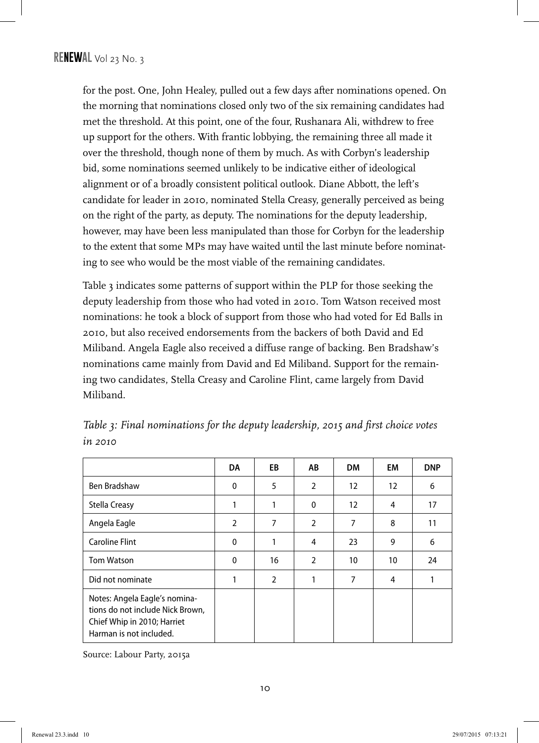for the post. One, John Healey, pulled out a few days after nominations opened. On the morning that nominations closed only two of the six remaining candidates had met the threshold. At this point, one of the four, Rushanara Ali, withdrew to free up support for the others. With frantic lobbying, the remaining three all made it over the threshold, though none of them by much. As with Corbyn's leadership bid, some nominations seemed unlikely to be indicative either of ideological alignment or of a broadly consistent political outlook. Diane Abbott, the left's candidate for leader in 2010, nominated Stella Creasy, generally perceived as being on the right of the party, as deputy. The nominations for the deputy leadership, however, may have been less manipulated than those for Corbyn for the leadership to the extent that some MPs may have waited until the last minute before nominating to see who would be the most viable of the remaining candidates.

Table 3 indicates some patterns of support within the PLP for those seeking the deputy leadership from those who had voted in 2010. Tom Watson received most nominations: he took a block of support from those who had voted for Ed Balls in 2010, but also received endorsements from the backers of both David and Ed Miliband. Angela Eagle also received a diffuse range of backing. Ben Bradshaw's nominations came mainly from David and Ed Miliband. Support for the remaining two candidates, Stella Creasy and Caroline Flint, came largely from David Miliband.

*Table 3: Final nominations for the deputy leadership, 2015 and first choice votes in 2010*

| | DA | EB | AB | DM | EM | DNP |
|---|---|---|---|---|---|---|
| Ben Bradshaw | 0 | 5 | 2 | 12 | 12 | 6 |
| Stella Creasy | 1 | 1 | 0 | 12 | 4 | 17 |
| Angela Eagle | 2 | 7 | 2 | 7 | 8 | 11 |
| Caroline Flint | 0 | 1 | 4 | 23 | 9 | 6 |
| Tom Watson | 0 | 16 | 2 | 10 | 10 | 24 |
| Did not nominate | 1 | 2 | 1 | 7 | 4 | 1 |
| Notes: Angela Eagle's nominations do not include Nick Brown, Chief Whip in 2010; Harriet Harman is not included. | | | | | | |

Source: Labour Party, 2015a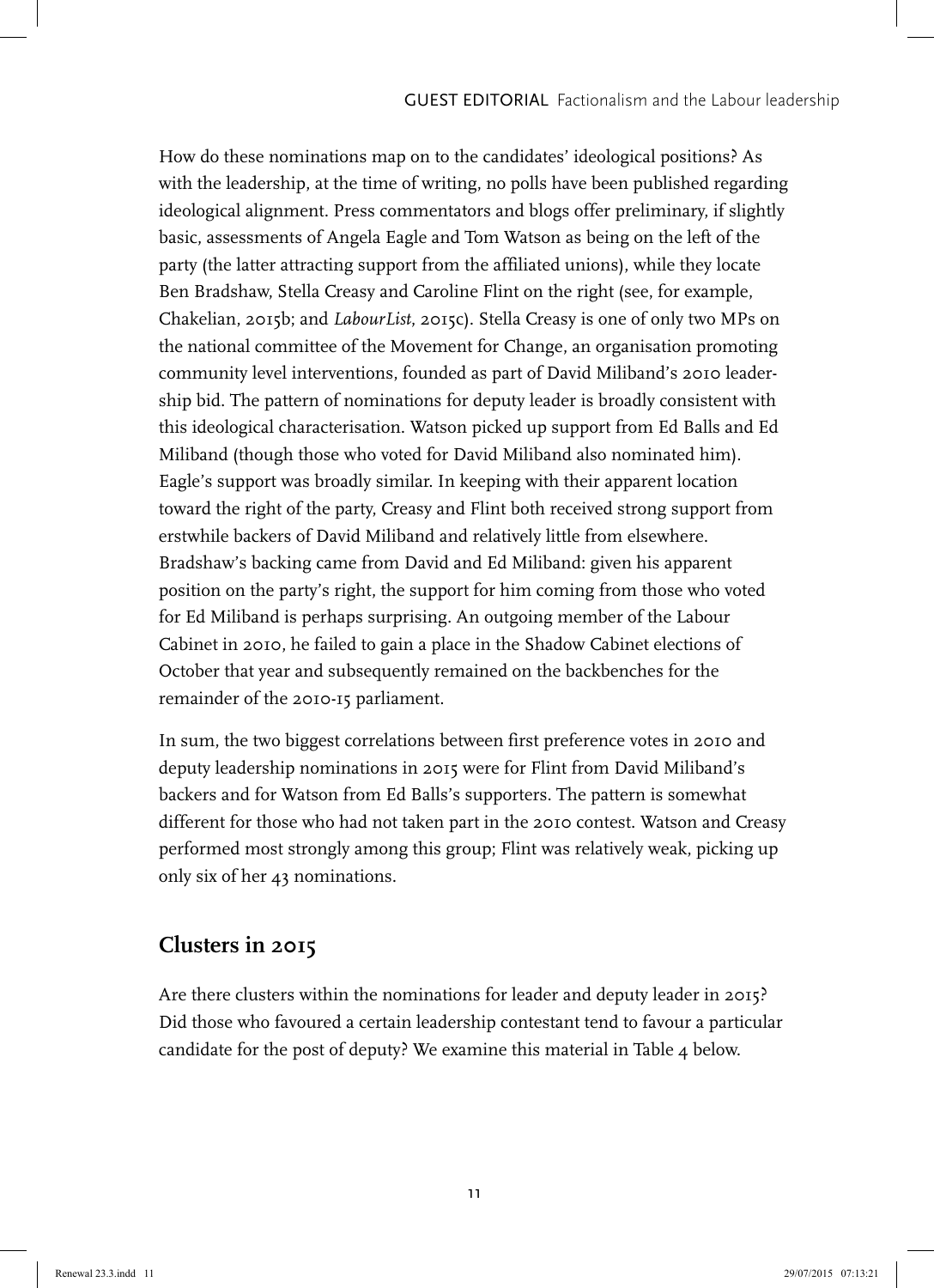How do these nominations map on to the candidates' ideological positions? As with the leadership, at the time of writing, no polls have been published regarding ideological alignment. Press commentators and blogs offer preliminary, if slightly basic, assessments of Angela Eagle and Tom Watson as being on the left of the party (the latter attracting support from the affiliated unions), while they locate Ben Bradshaw, Stella Creasy and Caroline Flint on the right (see, for example, Chakelian, 2015b; and *LabourList*, 2015c). Stella Creasy is one of only two MPs on the national committee of the Movement for Change, an organisation promoting community level interventions, founded as part of David Miliband's 2010 leadership bid. The pattern of nominations for deputy leader is broadly consistent with this ideological characterisation. Watson picked up support from Ed Balls and Ed Miliband (though those who voted for David Miliband also nominated him). Eagle's support was broadly similar. In keeping with their apparent location toward the right of the party, Creasy and Flint both received strong support from erstwhile backers of David Miliband and relatively little from elsewhere. Bradshaw's backing came from David and Ed Miliband: given his apparent position on the party's right, the support for him coming from those who voted for Ed Miliband is perhaps surprising. An outgoing member of the Labour Cabinet in 2010, he failed to gain a place in the Shadow Cabinet elections of October that year and subsequently remained on the backbenches for the remainder of the 2010-15 parliament.

In sum, the two biggest correlations between first preference votes in 2010 and deputy leadership nominations in 2015 were for Flint from David Miliband's backers and for Watson from Ed Balls's supporters. The pattern is somewhat different for those who had not taken part in the 2010 contest. Watson and Creasy performed most strongly among this group; Flint was relatively weak, picking up only six of her 43 nominations.

## Clusters in 2015

Are there clusters within the nominations for leader and deputy leader in 2015? Did those who favoured a certain leadership contestant tend to favour a particular candidate for the post of deputy? We examine this material in Table 4 below.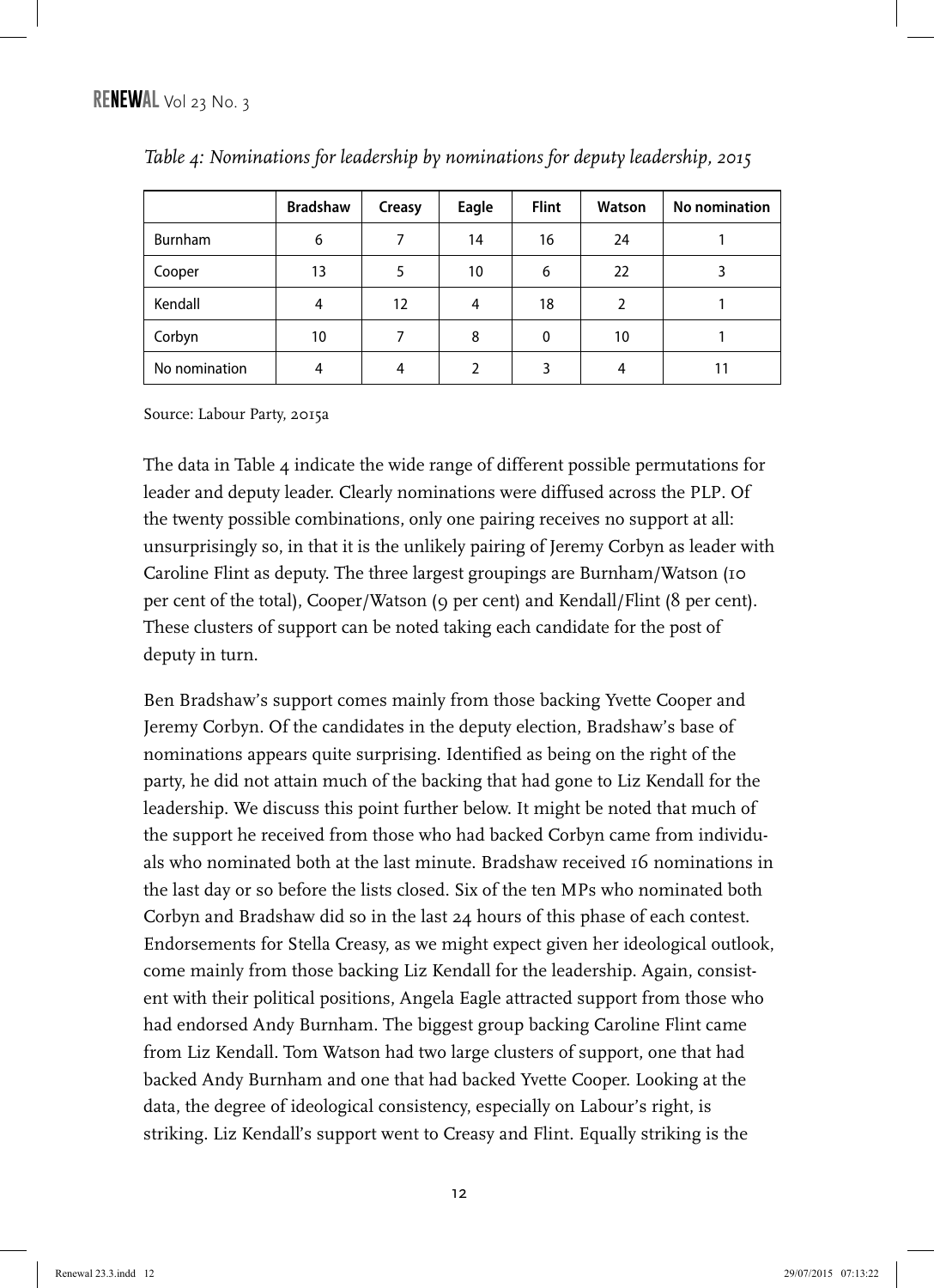*Table 4: Nominations for leadership by nominations for deputy leadership, 2015*

| | Bradshaw | Creasy | Eagle | Flint | Watson | No nomination |
|---|---|---|---|---|---|---|
| Burnham | 6 | 7 | 14 | 16 | 24 | 1 |
| Cooper | 13 | 5 | 10 | 6 | 22 | 3 |
| Kendall | 4 | 12 | 4 | 18 | 2 | 1 |
| Corbyn | 10 | 7 | 8 | 0 | 10 | 1 |
| No nomination | 4 | 4 | 2 | 3 | 4 | 11 |

Source: Labour Party, 2015a

The data in Table 4 indicate the wide range of different possible permutations for leader and deputy leader. Clearly nominations were diffused across the PLP. Of the twenty possible combinations, only one pairing receives no support at all: unsurprisingly so, in that it is the unlikely pairing of Jeremy Corbyn as leader with Caroline Flint as deputy. The three largest groupings are Burnham/Watson (10 per cent of the total), Cooper/Watson (9 per cent) and Kendall/Flint (8 per cent). These clusters of support can be noted taking each candidate for the post of deputy in turn.

Ben Bradshaw's support comes mainly from those backing Yvette Cooper and Jeremy Corbyn. Of the candidates in the deputy election, Bradshaw's base of nominations appears quite surprising. Identified as being on the right of the party, he did not attain much of the backing that had gone to Liz Kendall for the leadership. We discuss this point further below. It might be noted that much of the support he received from those who had backed Corbyn came from individuals who nominated both at the last minute. Bradshaw received 16 nominations in the last day or so before the lists closed. Six of the ten MPs who nominated both Corbyn and Bradshaw did so in the last 24 hours of this phase of each contest. Endorsements for Stella Creasy, as we might expect given her ideological outlook, come mainly from those backing Liz Kendall for the leadership. Again, consistent with their political positions, Angela Eagle attracted support from those who had endorsed Andy Burnham. The biggest group backing Caroline Flint came from Liz Kendall. Tom Watson had two large clusters of support, one that had backed Andy Burnham and one that had backed Yvette Cooper. Looking at the data, the degree of ideological consistency, especially on Labour's right, is striking. Liz Kendall's support went to Creasy and Flint. Equally striking is the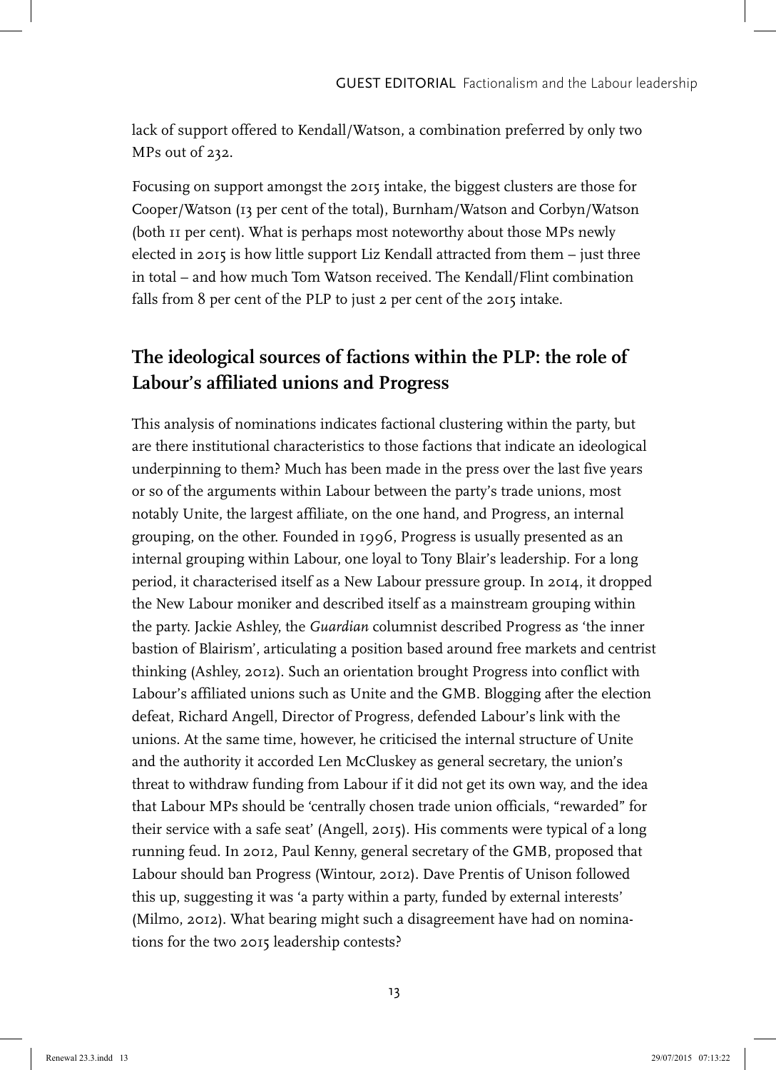lack of support offered to Kendall/Watson, a combination preferred by only two MPs out of 232.

Focusing on support amongst the 2015 intake, the biggest clusters are those for Cooper/Watson (13 per cent of the total), Burnham/Watson and Corbyn/Watson (both 11 per cent). What is perhaps most noteworthy about those MPs newly elected in 2015 is how little support Liz Kendall attracted from them – just three in total – and how much Tom Watson received. The Kendall/Flint combination falls from 8 per cent of the PLP to just 2 per cent of the 2015 intake.

## The ideological sources of factions within the PLP: the role of Labour's affiliated unions and Progress

This analysis of nominations indicates factional clustering within the party, but are there institutional characteristics to those factions that indicate an ideological underpinning to them? Much has been made in the press over the last five years or so of the arguments within Labour between the party's trade unions, most notably Unite, the largest affiliate, on the one hand, and Progress, an internal grouping, on the other. Founded in 1996, Progress is usually presented as an internal grouping within Labour, one loyal to Tony Blair's leadership. For a long period, it characterised itself as a New Labour pressure group. In 2014, it dropped the New Labour moniker and described itself as a mainstream grouping within the party. Jackie Ashley, the *Guardian* columnist described Progress as 'the inner bastion of Blairism', articulating a position based around free markets and centrist thinking (Ashley, 2012). Such an orientation brought Progress into conflict with Labour's affiliated unions such as Unite and the GMB. Blogging after the election defeat, Richard Angell, Director of Progress, defended Labour's link with the unions. At the same time, however, he criticised the internal structure of Unite and the authority it accorded Len McCluskey as general secretary, the union's threat to withdraw funding from Labour if it did not get its own way, and the idea that Labour MPs should be 'centrally chosen trade union officials, "rewarded" for their service with a safe seat' (Angell, 2015). His comments were typical of a long running feud. In 2012, Paul Kenny, general secretary of the GMB, proposed that Labour should ban Progress (Wintour, 2012). Dave Prentis of Unison followed this up, suggesting it was 'a party within a party, funded by external interests' (Milmo, 2012). What bearing might such a disagreement have had on nominations for the two 2015 leadership contests?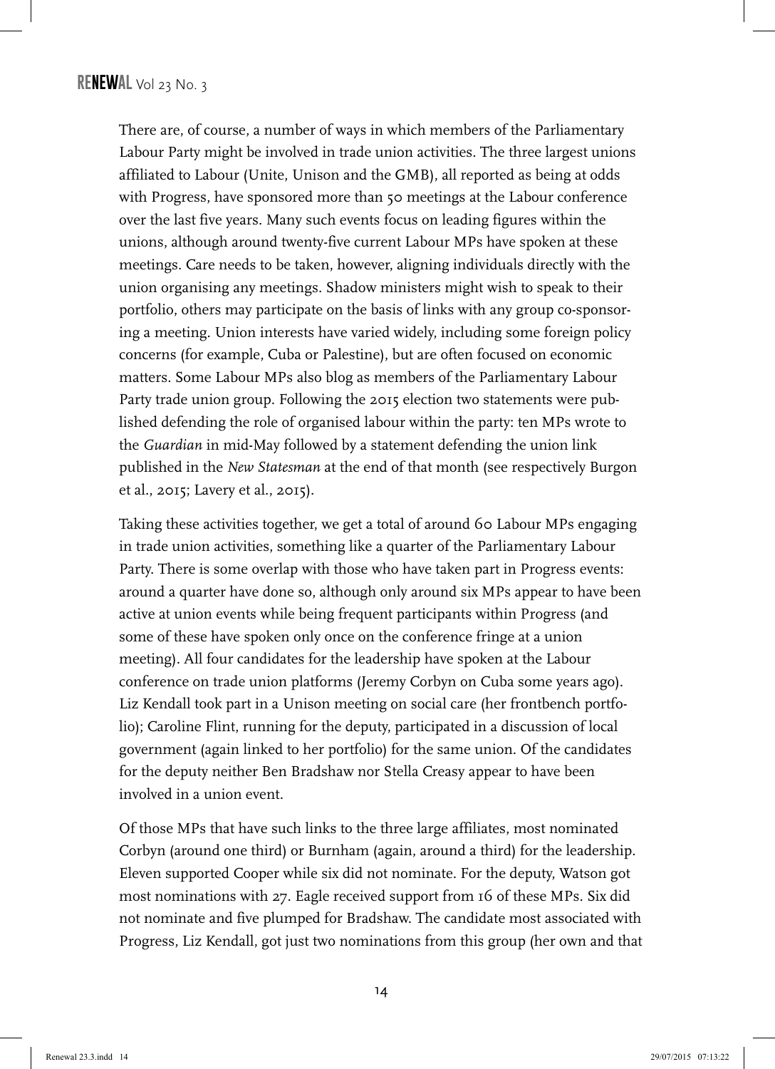There are, of course, a number of ways in which members of the Parliamentary Labour Party might be involved in trade union activities. The three largest unions affiliated to Labour (Unite, Unison and the GMB), all reported as being at odds with Progress, have sponsored more than 50 meetings at the Labour conference over the last five years. Many such events focus on leading figures within the unions, although around twenty-five current Labour MPs have spoken at these meetings. Care needs to be taken, however, aligning individuals directly with the union organising any meetings. Shadow ministers might wish to speak to their portfolio, others may participate on the basis of links with any group co-sponsoring a meeting. Union interests have varied widely, including some foreign policy concerns (for example, Cuba or Palestine), but are often focused on economic matters. Some Labour MPs also blog as members of the Parliamentary Labour Party trade union group. Following the 2015 election two statements were published defending the role of organised labour within the party: ten MPs wrote to the *Guardian* in mid-May followed by a statement defending the union link published in the *New Statesman* at the end of that month (see respectively Burgon et al., 2015; Lavery et al., 2015).

Taking these activities together, we get a total of around 60 Labour MPs engaging in trade union activities, something like a quarter of the Parliamentary Labour Party. There is some overlap with those who have taken part in Progress events: around a quarter have done so, although only around six MPs appear to have been active at union events while being frequent participants within Progress (and some of these have spoken only once on the conference fringe at a union meeting). All four candidates for the leadership have spoken at the Labour conference on trade union platforms (Jeremy Corbyn on Cuba some years ago). Liz Kendall took part in a Unison meeting on social care (her frontbench portfolio); Caroline Flint, running for the deputy, participated in a discussion of local government (again linked to her portfolio) for the same union. Of the candidates for the deputy neither Ben Bradshaw nor Stella Creasy appear to have been involved in a union event.

Of those MPs that have such links to the three large affiliates, most nominated Corbyn (around one third) or Burnham (again, around a third) for the leadership. Eleven supported Cooper while six did not nominate. For the deputy, Watson got most nominations with 27. Eagle received support from 16 of these MPs. Six did not nominate and five plumped for Bradshaw. The candidate most associated with Progress, Liz Kendall, got just two nominations from this group (her own and that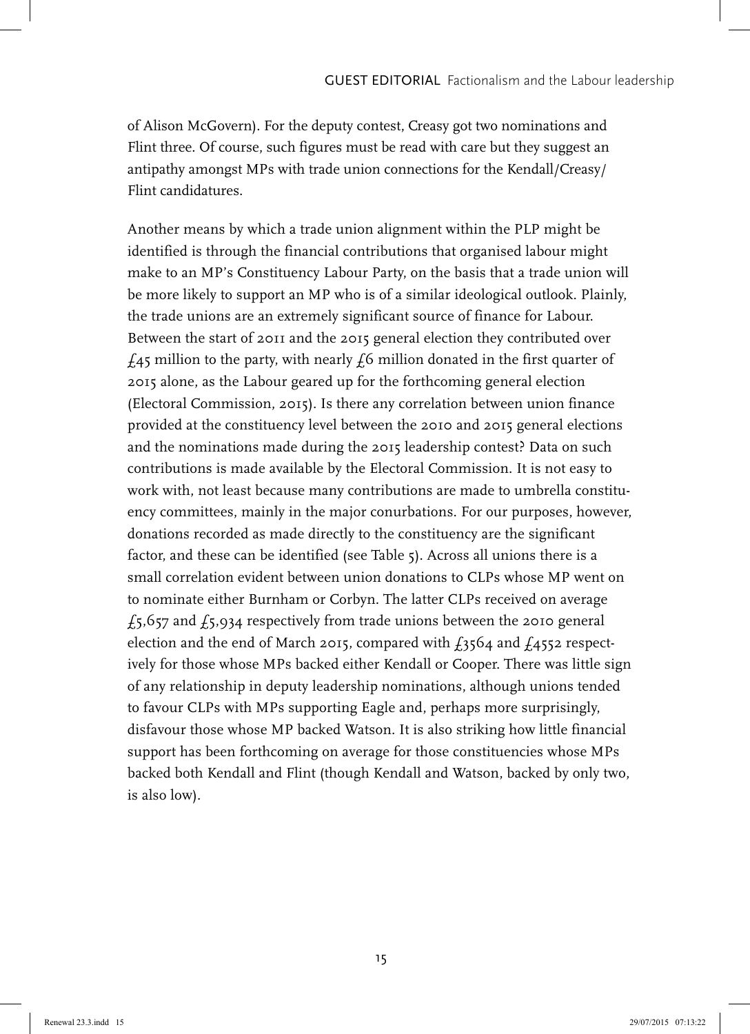of Alison McGovern). For the deputy contest, Creasy got two nominations and Flint three. Of course, such figures must be read with care but they suggest an antipathy amongst MPs with trade union connections for the Kendall/Creasy/Flint candidatures.

Another means by which a trade union alignment within the PLP might be identified is through the financial contributions that organised labour might make to an MP's Constituency Labour Party, on the basis that a trade union will be more likely to support an MP who is of a similar ideological outlook. Plainly, the trade unions are an extremely significant source of finance for Labour. Between the start of 2011 and the 2015 general election they contributed over £45 million to the party, with nearly £6 million donated in the first quarter of 2015 alone, as the Labour geared up for the forthcoming general election (Electoral Commission, 2015). Is there any correlation between union finance provided at the constituency level between the 2010 and 2015 general elections and the nominations made during the 2015 leadership contest? Data on such contributions is made available by the Electoral Commission. It is not easy to work with, not least because many contributions are made to umbrella constituency committees, mainly in the major conurbations. For our purposes, however, donations recorded as made directly to the constituency are the significant factor, and these can be identified (see Table 5). Across all unions there is a small correlation evident between union donations to CLPs whose MP went on to nominate either Burnham or Corbyn. The latter CLPs received on average £5,657 and £5,934 respectively from trade unions between the 2010 general election and the end of March 2015, compared with £3564 and £4552 respectively for those whose MPs backed either Kendall or Cooper. There was little sign of any relationship in deputy leadership nominations, although unions tended to favour CLPs with MPs supporting Eagle and, perhaps more surprisingly, disfavour those whose MP backed Watson. It is also striking how little financial support has been forthcoming on average for those constituencies whose MPs backed both Kendall and Flint (though Kendall and Watson, backed by only two, is also low).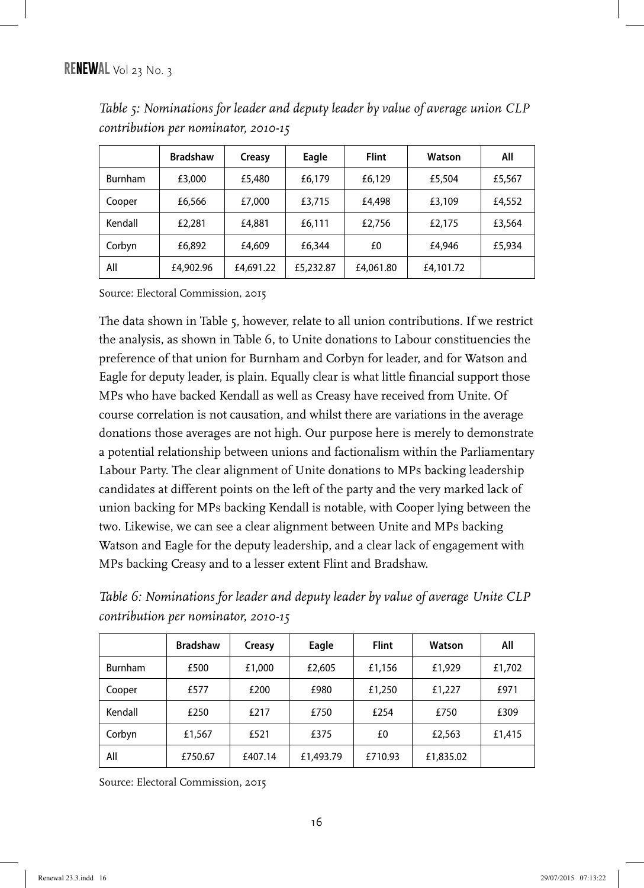*Table 5: Nominations for leader and deputy leader by value of average union CLP contribution per nominator, 2010-15*

| | Bradshaw | Creasy | Eagle | Flint | Watson | All |
|---|---|---|---|---|---|---|
| Burnham | £3,000 | £5,480 | £6,179 | £6,129 | £5,504 | £5,567 |
| Cooper | £6,566 | £7,000 | £3,715 | £4,498 | £3,109 | £4,552 |
| Kendall | £2,281 | £4,881 | £6,111 | £2,756 | £2,175 | £3,564 |
| Corbyn | £6,892 | £4,609 | £6,344 | £0 | £4,946 | £5,934 |
| All | £4,902.96 | £4,691.22 | £5,232.87 | £4,061.80 | £4,101.72 | |

Source: Electoral Commission, 2015

The data shown in Table 5, however, relate to all union contributions. If we restrict the analysis, as shown in Table 6, to Unite donations to Labour constituencies the preference of that union for Burnham and Corbyn for leader, and for Watson and Eagle for deputy leader, is plain. Equally clear is what little financial support those MPs who have backed Kendall as well as Creasy have received from Unite. Of course correlation is not causation, and whilst there are variations in the average donations those averages are not high. Our purpose here is merely to demonstrate a potential relationship between unions and factionalism within the Parliamentary Labour Party. The clear alignment of Unite donations to MPs backing leadership candidates at different points on the left of the party and the very marked lack of union backing for MPs backing Kendall is notable, with Cooper lying between the two. Likewise, we can see a clear alignment between Unite and MPs backing Watson and Eagle for the deputy leadership, and a clear lack of engagement with MPs backing Creasy and to a lesser extent Flint and Bradshaw.

*Table 6: Nominations for leader and deputy leader by value of average Unite CLP contribution per nominator, 2010-15*

| | Bradshaw | Creasy | Eagle | Flint | Watson | All |
|---|---|---|---|---|---|---|
| Burnham | £500 | £1,000 | £2,605 | £1,156 | £1,929 | £1,702 |
| Cooper | £577 | £200 | £980 | £1,250 | £1,227 | £971 |
| Kendall | £250 | £217 | £750 | £254 | £750 | £309 |
| Corbyn | £1,567 | £521 | £375 | £0 | £2,563 | £1,415 |
| All | £750.67 | £407.14 | £1,493.79 | £710.93 | £1,835.02 | |

Source: Electoral Commission, 2015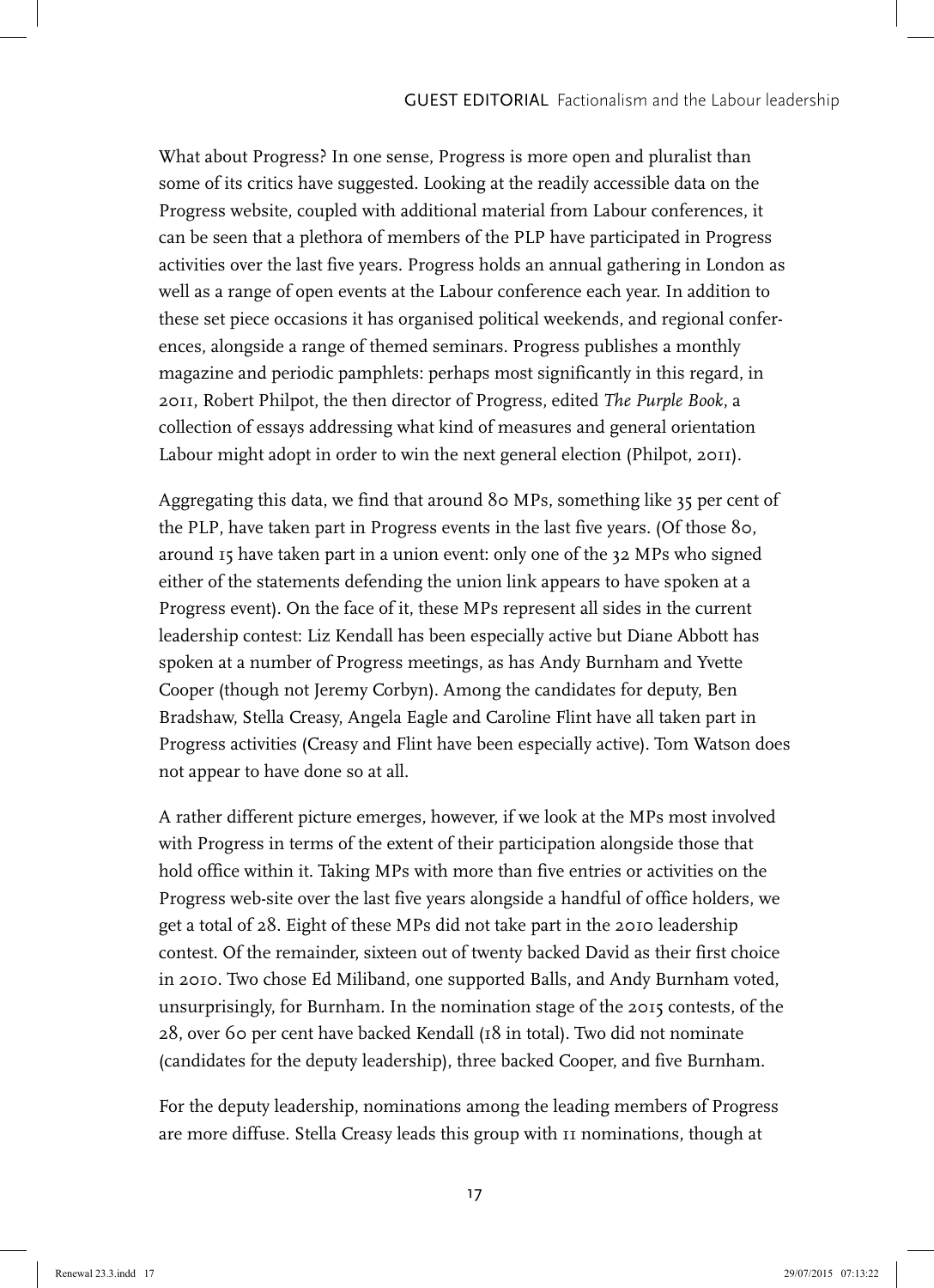What about Progress? In one sense, Progress is more open and pluralist than some of its critics have suggested. Looking at the readily accessible data on the Progress website, coupled with additional material from Labour conferences, it can be seen that a plethora of members of the PLP have participated in Progress activities over the last five years. Progress holds an annual gathering in London as well as a range of open events at the Labour conference each year. In addition to these set piece occasions it has organised political weekends, and regional conferences, alongside a range of themed seminars. Progress publishes a monthly magazine and periodic pamphlets: perhaps most significantly in this regard, in 2011, Robert Philpot, the then director of Progress, edited *The Purple Book*, a collection of essays addressing what kind of measures and general orientation Labour might adopt in order to win the next general election (Philpot, 2011).

Aggregating this data, we find that around 80 MPs, something like 35 per cent of the PLP, have taken part in Progress events in the last five years. (Of those 80, around 15 have taken part in a union event: only one of the 32 MPs who signed either of the statements defending the union link appears to have spoken at a Progress event). On the face of it, these MPs represent all sides in the current leadership contest: Liz Kendall has been especially active but Diane Abbott has spoken at a number of Progress meetings, as has Andy Burnham and Yvette Cooper (though not Jeremy Corbyn). Among the candidates for deputy, Ben Bradshaw, Stella Creasy, Angela Eagle and Caroline Flint have all taken part in Progress activities (Creasy and Flint have been especially active). Tom Watson does not appear to have done so at all.

A rather different picture emerges, however, if we look at the MPs most involved with Progress in terms of the extent of their participation alongside those that hold office within it. Taking MPs with more than five entries or activities on the Progress web-site over the last five years alongside a handful of office holders, we get a total of 28. Eight of these MPs did not take part in the 2010 leadership contest. Of the remainder, sixteen out of twenty backed David as their first choice in 2010. Two chose Ed Miliband, one supported Balls, and Andy Burnham voted, unsurprisingly, for Burnham. In the nomination stage of the 2015 contests, of the 28, over 60 per cent have backed Kendall (18 in total). Two did not nominate (candidates for the deputy leadership), three backed Cooper, and five Burnham.

For the deputy leadership, nominations among the leading members of Progress are more diffuse. Stella Creasy leads this group with 11 nominations, though at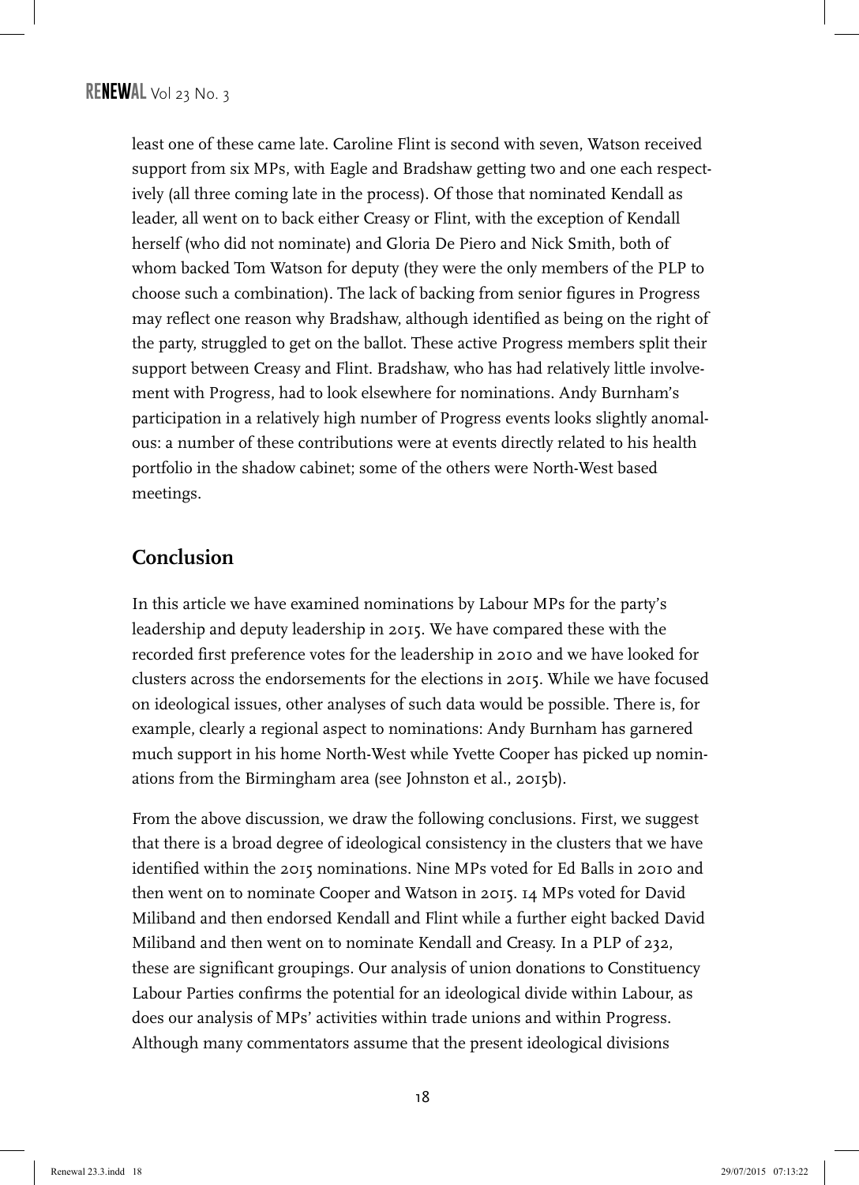least one of these came late. Caroline Flint is second with seven, Watson received support from six MPs, with Eagle and Bradshaw getting two and one each respectively (all three coming late in the process). Of those that nominated Kendall as leader, all went on to back either Creasy or Flint, with the exception of Kendall herself (who did not nominate) and Gloria De Piero and Nick Smith, both of whom backed Tom Watson for deputy (they were the only members of the PLP to choose such a combination). The lack of backing from senior figures in Progress may reflect one reason why Bradshaw, although identified as being on the right of the party, struggled to get on the ballot. These active Progress members split their support between Creasy and Flint. Bradshaw, who has had relatively little involvement with Progress, had to look elsewhere for nominations. Andy Burnham's participation in a relatively high number of Progress events looks slightly anomalous: a number of these contributions were at events directly related to his health portfolio in the shadow cabinet; some of the others were North-West based meetings.

## Conclusion

In this article we have examined nominations by Labour MPs for the party's leadership and deputy leadership in 2015. We have compared these with the recorded first preference votes for the leadership in 2010 and we have looked for clusters across the endorsements for the elections in 2015. While we have focused on ideological issues, other analyses of such data would be possible. There is, for example, clearly a regional aspect to nominations: Andy Burnham has garnered much support in his home North-West while Yvette Cooper has picked up nominations from the Birmingham area (see Johnston et al., 2015b).

From the above discussion, we draw the following conclusions. First, we suggest that there is a broad degree of ideological consistency in the clusters that we have identified within the 2015 nominations. Nine MPs voted for Ed Balls in 2010 and then went on to nominate Cooper and Watson in 2015. 14 MPs voted for David Miliband and then endorsed Kendall and Flint while a further eight backed David Miliband and then went on to nominate Kendall and Creasy. In a PLP of 232, these are significant groupings. Our analysis of union donations to Constituency Labour Parties confirms the potential for an ideological divide within Labour, as does our analysis of MPs' activities within trade unions and within Progress. Although many commentators assume that the present ideological divisions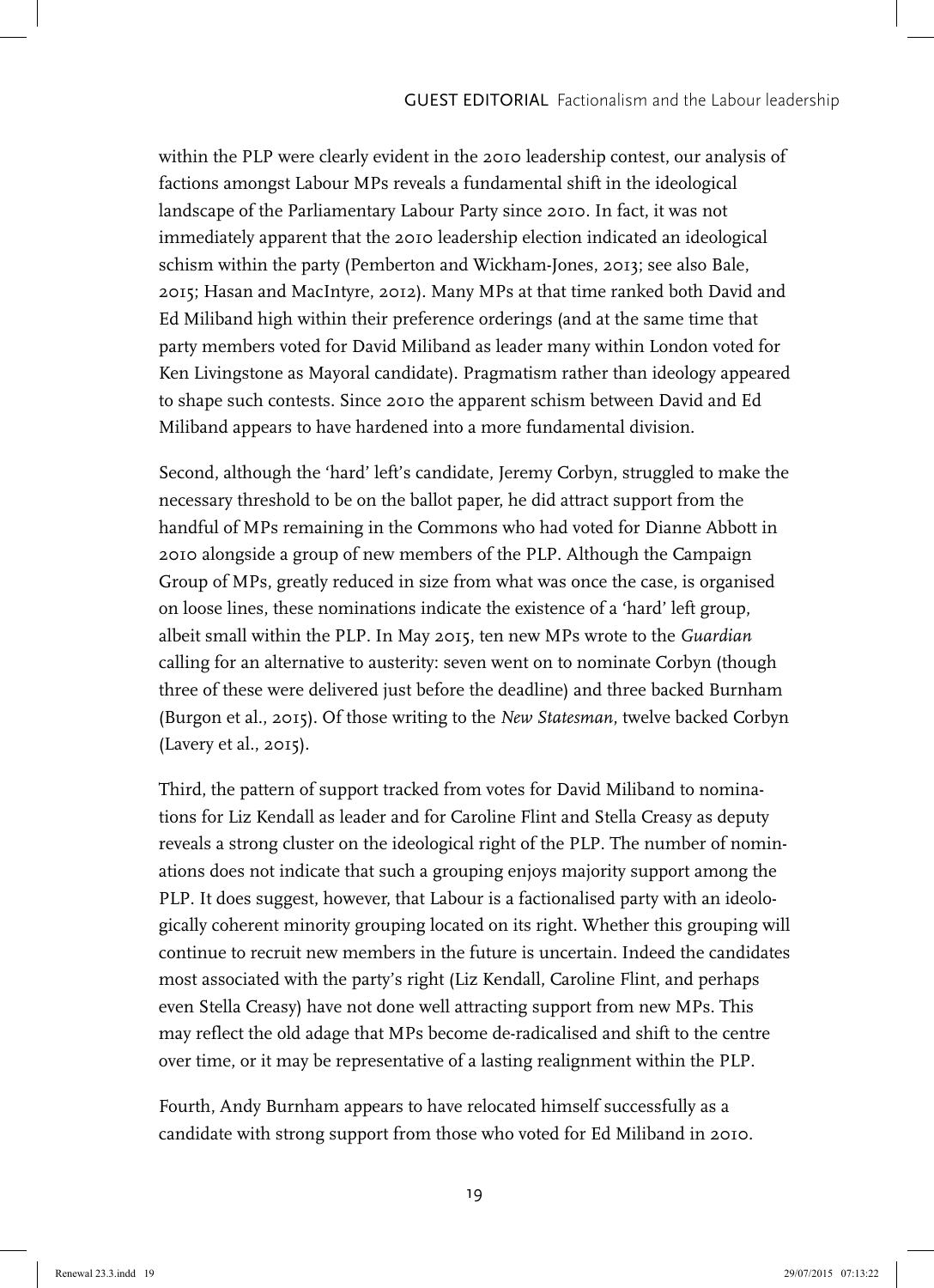within the PLP were clearly evident in the 2010 leadership contest, our analysis of factions amongst Labour MPs reveals a fundamental shift in the ideological landscape of the Parliamentary Labour Party since 2010. In fact, it was not immediately apparent that the 2010 leadership election indicated an ideological schism within the party (Pemberton and Wickham-Jones, 2013; see also Bale, 2015; Hasan and MacIntyre, 2012). Many MPs at that time ranked both David and Ed Miliband high within their preference orderings (and at the same time that party members voted for David Miliband as leader many within London voted for Ken Livingstone as Mayoral candidate). Pragmatism rather than ideology appeared to shape such contests. Since 2010 the apparent schism between David and Ed Miliband appears to have hardened into a more fundamental division.

Second, although the 'hard' left's candidate, Jeremy Corbyn, struggled to make the necessary threshold to be on the ballot paper, he did attract support from the handful of MPs remaining in the Commons who had voted for Dianne Abbott in 2010 alongside a group of new members of the PLP. Although the Campaign Group of MPs, greatly reduced in size from what was once the case, is organised on loose lines, these nominations indicate the existence of a 'hard' left group, albeit small within the PLP. In May 2015, ten new MPs wrote to the *Guardian* calling for an alternative to austerity: seven went on to nominate Corbyn (though three of these were delivered just before the deadline) and three backed Burnham (Burgon et al., 2015). Of those writing to the *New Statesman*, twelve backed Corbyn (Lavery et al., 2015).

Third, the pattern of support tracked from votes for David Miliband to nominations for Liz Kendall as leader and for Caroline Flint and Stella Creasy as deputy reveals a strong cluster on the ideological right of the PLP. The number of nominations does not indicate that such a grouping enjoys majority support among the PLP. It does suggest, however, that Labour is a factionalised party with an ideologically coherent minority grouping located on its right. Whether this grouping will continue to recruit new members in the future is uncertain. Indeed the candidates most associated with the party's right (Liz Kendall, Caroline Flint, and perhaps even Stella Creasy) have not done well attracting support from new MPs. This may reflect the old adage that MPs become de-radicalised and shift to the centre over time, or it may be representative of a lasting realignment within the PLP.

Fourth, Andy Burnham appears to have relocated himself successfully as a candidate with strong support from those who voted for Ed Miliband in 2010.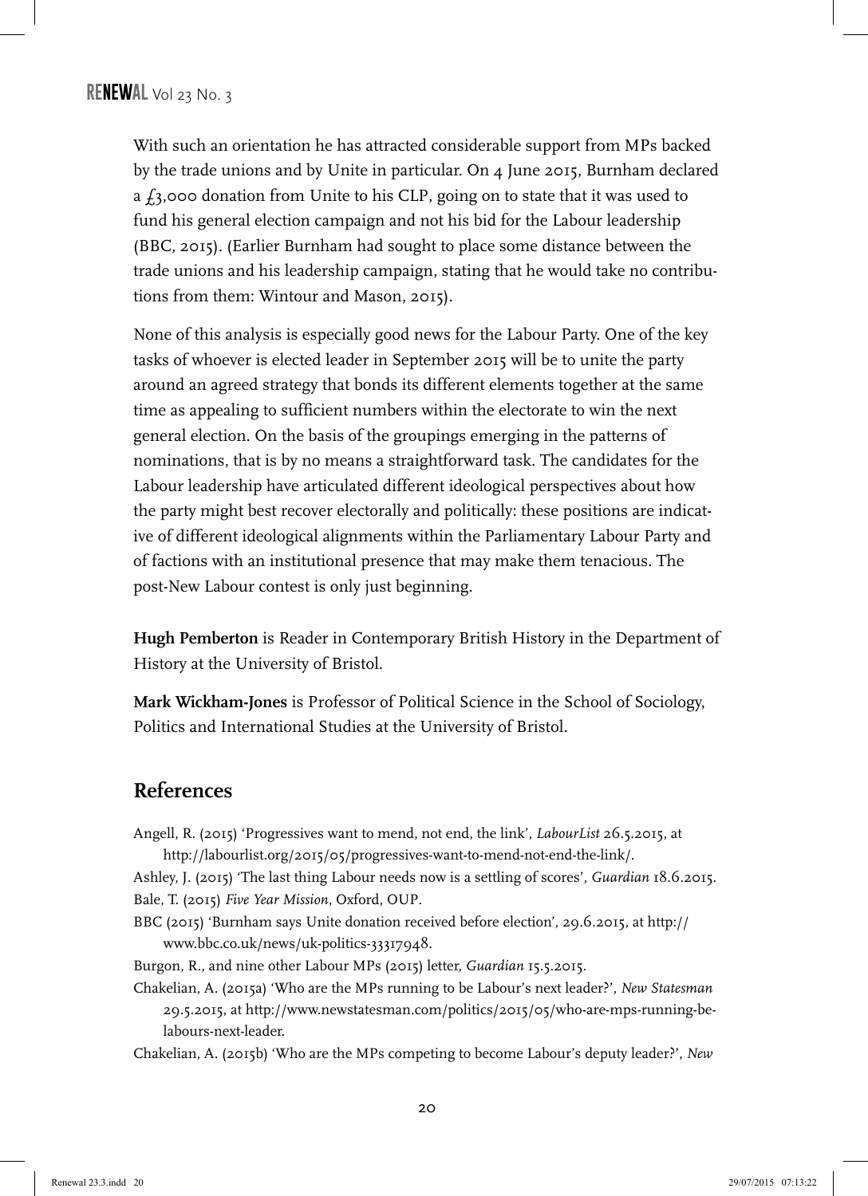With such an orientation he has attracted considerable support from MPs backed by the trade unions and by Unite in particular. On 4 June 2015, Burnham declared a £3,000 donation from Unite to his CLP, going on to state that it was used to fund his general election campaign and not his bid for the Labour leadership (BBC, 2015). (Earlier Burnham had sought to place some distance between the trade unions and his leadership campaign, stating that he would take no contributions from them: Wintour and Mason, 2015).

None of this analysis is especially good news for the Labour Party. One of the key tasks of whoever is elected leader in September 2015 will be to unite the party around an agreed strategy that bonds its different elements together at the same time as appealing to sufficient numbers within the electorate to win the next general election. On the basis of the groupings emerging in the patterns of nominations, that is by no means a straightforward task. The candidates for the Labour leadership have articulated different ideological perspectives about how the party might best recover electorally and politically: these positions are indicative of different ideological alignments within the Parliamentary Labour Party and of factions with an institutional presence that may make them tenacious. The post-New Labour contest is only just beginning.

**Hugh Pemberton** is Reader in Contemporary British History in the Department of History at the University of Bristol.

**Mark Wickham-Jones** is Professor of Political Science in the School of Sociology, Politics and International Studies at the University of Bristol.

## References

Angell, R. (2015) 'Progressives want to mend, not end, the link', *LabourList* 26.5.2015, at http://labourlist.org/2015/05/progressives-want-to-mend-not-end-the-link/.

Ashley, J. (2015) 'The last thing Labour needs now is a settling of scores', *Guardian* 18.6.2015.

Bale, T. (2015) *Five Year Mission*, Oxford, OUP.

BBC (2015) 'Burnham says Unite donation received before election', 29.6.2015, at http://www.bbc.co.uk/news/uk-politics-33317948.

Burgon, R., and nine other Labour MPs (2015) letter, *Guardian* 15.5.2015.

Chakelian, A. (2015a) 'Who are the MPs running to be Labour's next leader?', *New Statesman* 29.5.2015, at http://www.newstatesman.com/politics/2015/05/who-are-mps-running-be-labours-next-leader.

Chakelian, A. (2015b) 'Who are the MPs competing to become Labour's deputy leader?', *New*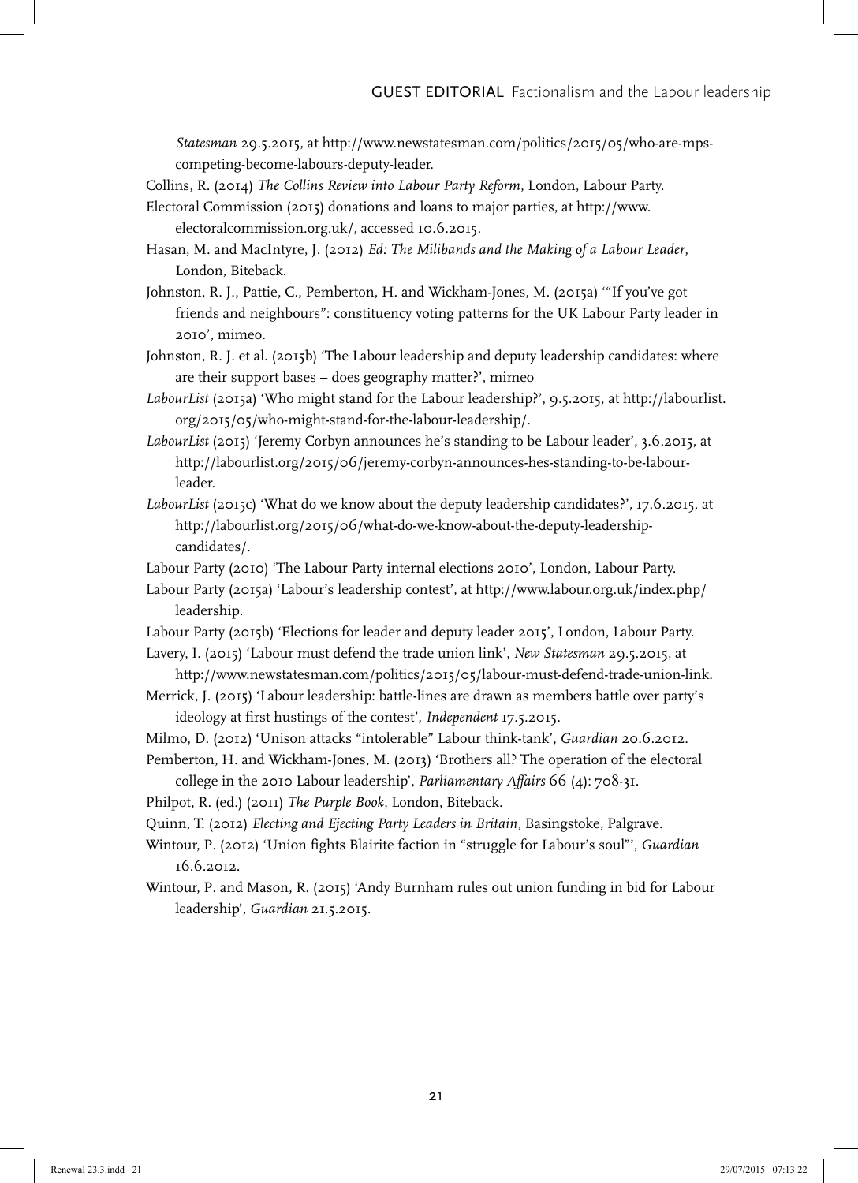*Statesman* 29.5.2015, at http://www.newstatesman.com/politics/2015/05/who-are-mps-competing-become-labours-deputy-leader.

Collins, R. (2014) *The Collins Review into Labour Party Reform*, London, Labour Party.

Electoral Commission (2015) donations and loans to major parties, at http://www.electoralcommission.org.uk/, accessed 10.6.2015.

Hasan, M. and MacIntyre, J. (2012) *Ed: The Milibands and the Making of a Labour Leader*, London, Biteback.

Johnston, R. J., Pattie, C., Pemberton, H. and Wickham-Jones, M. (2015a) '"If you've got friends and neighbours": constituency voting patterns for the UK Labour Party leader in 2010', mimeo.

Johnston, R. J. et al. (2015b) 'The Labour leadership and deputy leadership candidates: where are their support bases – does geography matter?', mimeo

*LabourList* (2015a) 'Who might stand for the Labour leadership?', 9.5.2015, at http://labourlist.org/2015/05/who-might-stand-for-the-labour-leadership/.

*LabourList* (2015) 'Jeremy Corbyn announces he's standing to be Labour leader', 3.6.2015, at http://labourlist.org/2015/06/jeremy-corbyn-announces-hes-standing-to-be-labour-leader.

*LabourList* (2015c) 'What do we know about the deputy leadership candidates?', 17.6.2015, at http://labourlist.org/2015/06/what-do-we-know-about-the-deputy-leadership-candidates/.

Labour Party (2010) 'The Labour Party internal elections 2010', London, Labour Party.

Labour Party (2015a) 'Labour's leadership contest', at http://www.labour.org.uk/index.php/leadership.

Labour Party (2015b) 'Elections for leader and deputy leader 2015', London, Labour Party.

Lavery, I. (2015) 'Labour must defend the trade union link', *New Statesman* 29.5.2015, at http://www.newstatesman.com/politics/2015/05/labour-must-defend-trade-union-link.

Merrick, J. (2015) 'Labour leadership: battle-lines are drawn as members battle over party's ideology at first hustings of the contest', *Independent* 17.5.2015.

Milmo, D. (2012) 'Unison attacks "intolerable" Labour think-tank', *Guardian* 20.6.2012.

Pemberton, H. and Wickham-Jones, M. (2013) 'Brothers all? The operation of the electoral college in the 2010 Labour leadership', *Parliamentary Affairs* 66 (4): 708-31.

Philpot, R. (ed.) (2011) *The Purple Book*, London, Biteback.

Quinn, T. (2012) *Electing and Ejecting Party Leaders in Britain*, Basingstoke, Palgrave.

Wintour, P. (2012) 'Union fights Blairite faction in "struggle for Labour's soul"', *Guardian* 16.6.2012.

Wintour, P. and Mason, R. (2015) 'Andy Burnham rules out union funding in bid for Labour leadership', *Guardian* 21.5.2015.